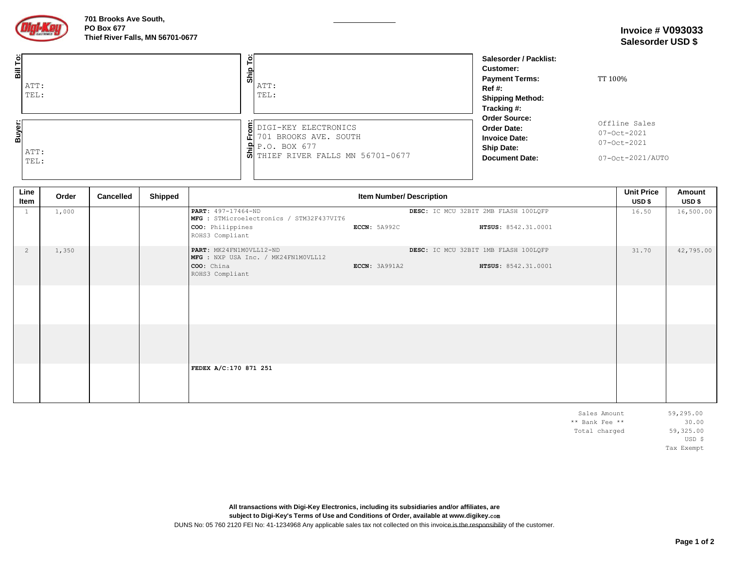701 Brooks Ave South,
PO Box 677
Thief River Falls, MN 56701-0677

**Invoice # V093033**
**Salesorder USD $**

**Bill To:**
ATT:
TEL:

**Ship To:**
ATT:
TEL:

**Buyer:**
ATT:
TEL:

**Ship From:**
DIGI-KEY ELECTRONICS
701 BROOKS AVE. SOUTH
P.O. BOX 677
THIEF RIVER FALLS MN 56701-0677

| | |
|---|---|
| **Salesorder / Packlist:** | |
| **Customer:** | |
| **Payment Terms:** | TT 100% |
| **Ref #:** | |
| **Shipping Method:** | |
| **Tracking #:** | |
| **Order Source:** | Offline Sales |
| **Order Date:** | 07-Oct-2021 |
| **Invoice Date:** | 07-Oct-2021 |
| **Ship Date:** | |
| **Document Date:** | 07-Oct-2021/AUTO |

| Line Item | Order | Cancelled | Shipped | Item Number/ Description | Unit Price USD $ | Amount USD $ |
|---|---|---|---|---|---|---|
| 1 | 1,000 | | | **PART**: 497-17464-ND **DESC**: IC MCU 32BIT 2MB FLASH 100LQFP<br>**MFG** : STMicroelectronics / STM32F437VIT6<br>**COO**: Philippines **ECCN**: 5A992C **HTSUS**: 8542.31.0001<br>ROHS3 Compliant | 16.50 | 16,500.00 |
| 2 | 1,350 | | | **PART**: MK24FN1M0VLL12-ND **DESC**: IC MCU 32BIT 1MB FLASH 100LQFP<br>**MFG** : NXP USA Inc. / MK24FN1M0VLL12<br>**COO**: China **ECCN**: 3A991A2 **HTSUS**: 8542.31.0001<br>ROHS3 Compliant | 31.70 | 42,795.00 |
| | | | | **FEDEX A/C:170 871 251** | | |

| | |
|---|---|
| Sales Amount | 59,295.00 |
| ** Bank Fee ** | 30.00 |
| Total charged | 59,325.00 |
| | USD $ |
| | Tax Exempt |

**All transactions with Digi-Key Electronics, including its subsidiaries and/or affiliates, are subject to Digi-Key's Terms of Use and Conditions of Order, available at www.digikey.com**

DUNS No: 05 760 2120 FEI No: 41-1234968 Any applicable sales tax not collected on this invoice is the responsibility of the customer.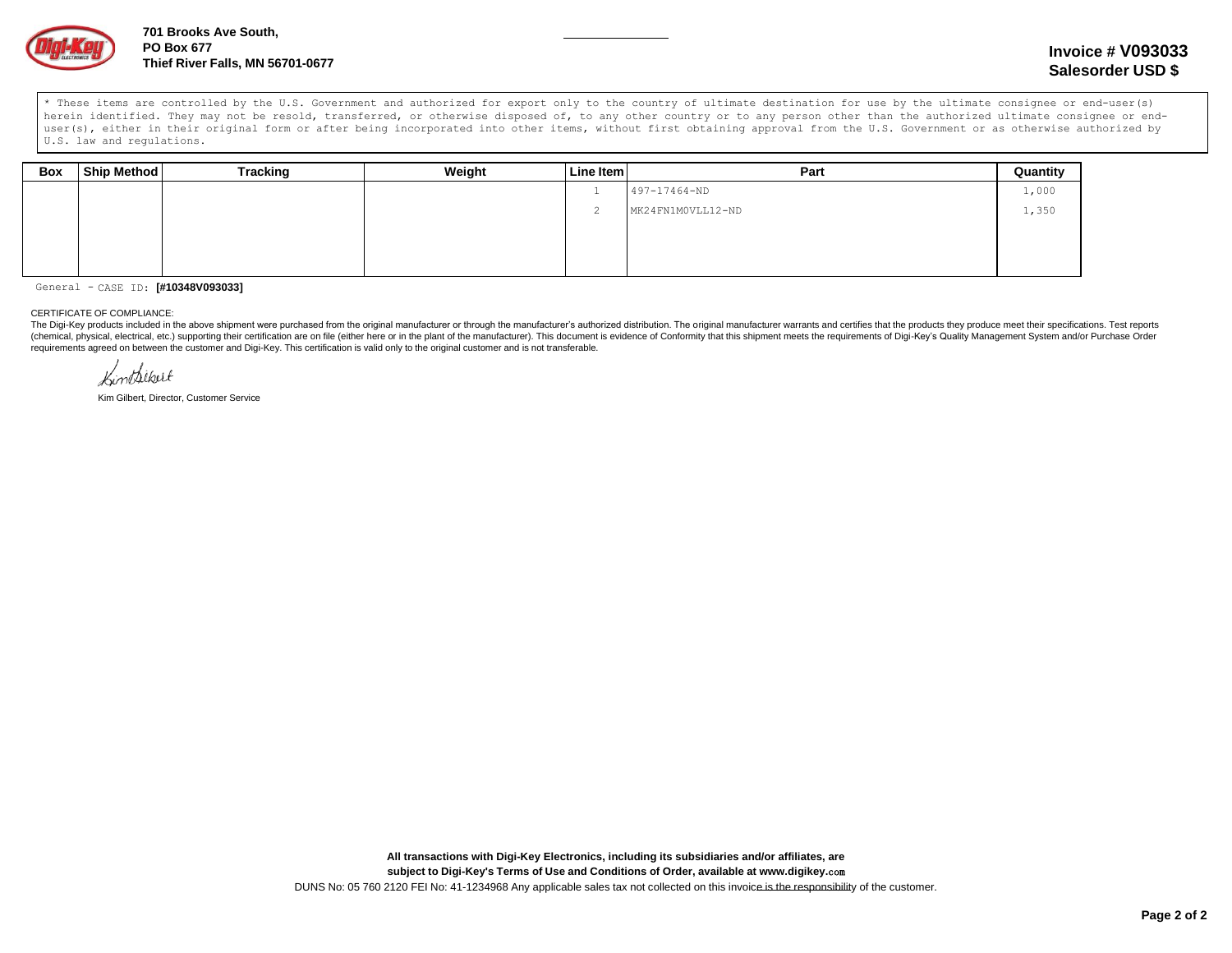701 Brooks Ave South,
PO Box 677
Thief River Falls, MN 56701-0677

**Invoice # V093033**
**Salesorder USD $**

* These items are controlled by the U.S. Government and authorized for export only to the country of ultimate destination for use by the ultimate consignee or end-user(s) herein identified. They may not be resold, transferred, or otherwise disposed of, to any other country or to any person other than the authorized ultimate consignee or end-user(s), either in their original form or after being incorporated into other items, without first obtaining approval from the U.S. Government or as otherwise authorized by U.S. law and regulations.

| Box | Ship Method | Tracking | Weight | Line Item | Part | Quantity |
|---|---|---|---|---|---|---|
| | | | | 1 | 497-17464-ND | 1,000 |
| | | | | 2 | MK24FN1M0VLL12-ND | 1,350 |

General - CASE ID: **[#10348V093033]**

CERTIFICATE OF COMPLIANCE:
The Digi-Key products included in the above shipment were purchased from the original manufacturer or through the manufacturer's authorized distribution. The original manufacturer warrants and certifies that the products they produce meet their specifications. Test reports (chemical, physical, electrical, etc.) supporting their certification are on file (either here or in the plant of the manufacturer). This document is evidence of Conformity that this shipment meets the requirements of Digi-Key's Quality Management System and/or Purchase Order requirements agreed on between the customer and Digi-Key. This certification is valid only to the original customer and is not transferable.

Kim Gilbert

Kim Gilbert, Director, Customer Service

**All transactions with Digi-Key Electronics, including its subsidiaries and/or affiliates, are subject to Digi-Key's Terms of Use and Conditions of Order, available at www.digikey.com**

DUNS No: 05 760 2120 FEI No: 41-1234968 Any applicable sales tax not collected on this invoice is the responsibility of the customer.